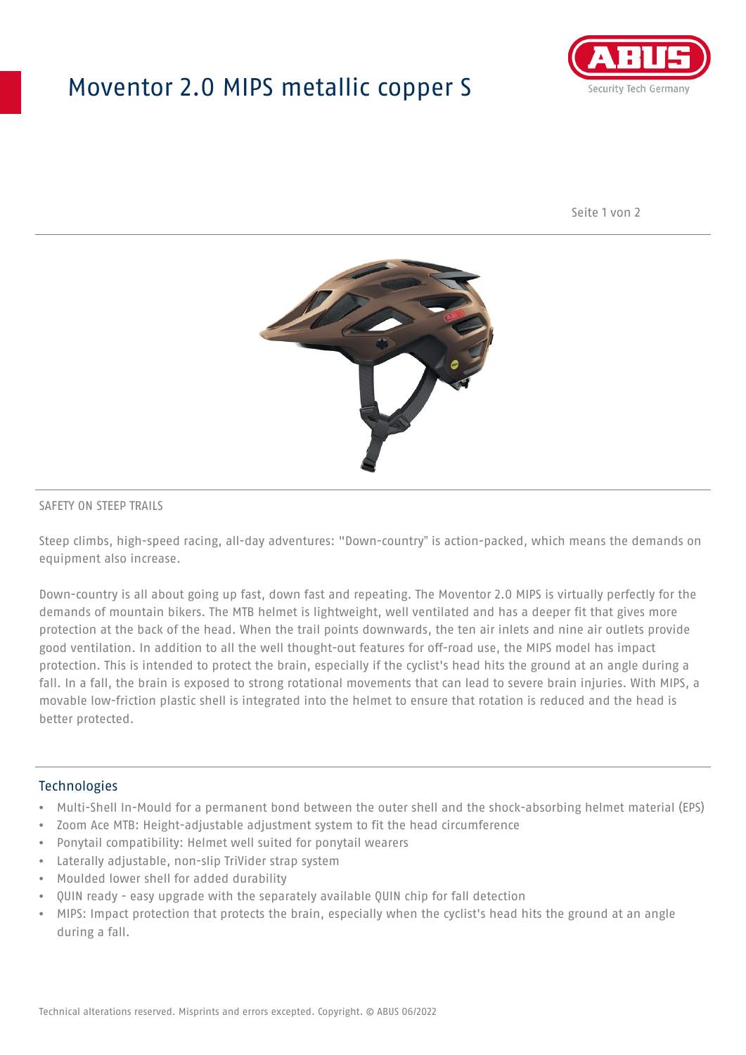# Moventor 2.0 MIPS metallic copper S

SAFETY ON STEEP TRAILS

Steep climbs, high-speed racing, all-day adventures: "Down-country" is action-packed, which means the demands on equipment also increase.

Down-country is all about going up fast, down fast and repeating. The Moventor 2.0 MIPS is virtually perfectly for the demands of mountain bikers. The MTB helmet is lightweight, well ventilated and has a deeper fit that gives more protection at the back of the head. When the trail points downwards, the ten air inlets and nine air outlets provide good ventilation. In addition to all the well thought-out features for off-road use, the MIPS model has impact protection. This is intended to protect the brain, especially if the cyclist's head hits the ground at an angle during a fall. In a fall, the brain is exposed to strong rotational movements that can lead to severe brain injuries. With MIPS, a movable low-friction plastic shell is integrated into the helmet to ensure that rotation is reduced and the head is better protected.

## Technologies

- Multi-Shell In-Mould for a permanent bond between the outer shell and the shock-absorbing helmet material (EPS)
- Zoom Ace MTB: Height-adjustable adjustment system to fit the head circumference
- Ponytail compatibility: Helmet well suited for ponytail wearers
- Laterally adjustable, non-slip TriVider strap system
- Moulded lower shell for added durability
- QUIN ready - easy upgrade with the separately available QUIN chip for fall detection
- MIPS: Impact protection that protects the brain, especially when the cyclist's head hits the ground at an angle during a fall.

Technical alterations reserved. Misprints and errors excepted. Copyright. © ABUS 06/2022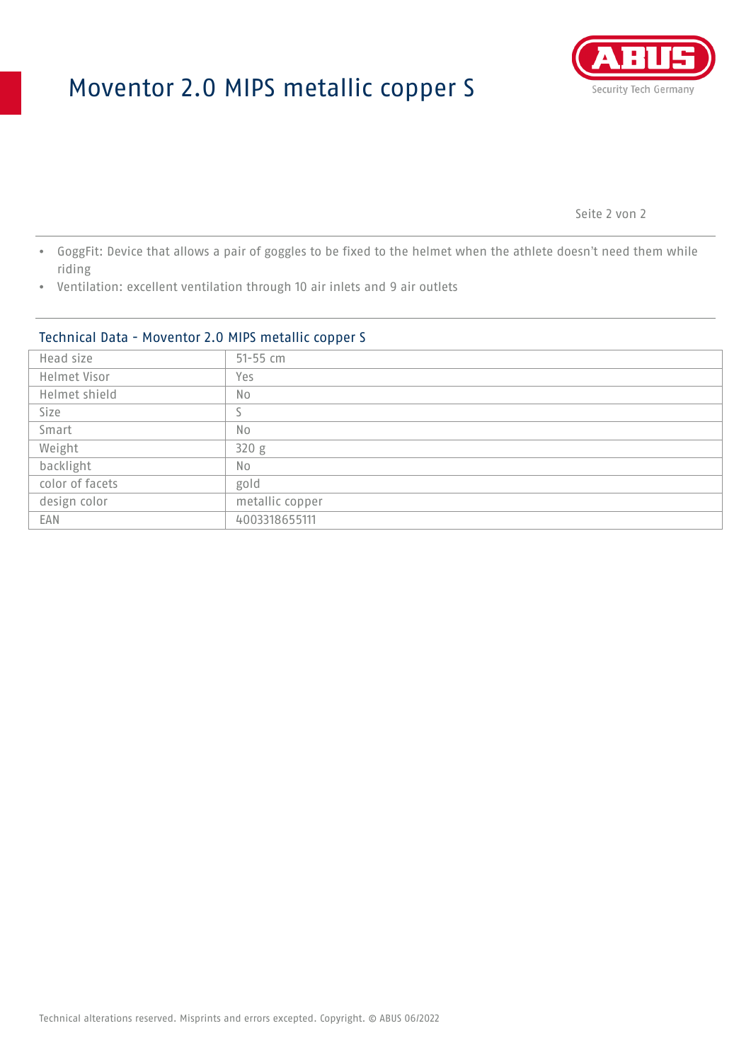- GoggFit: Device that allows a pair of goggles to be fixed to the helmet when the athlete doesn't need them while riding
- Ventilation: excellent ventilation through 10 air inlets and 9 air outlets

## Technical Data - Moventor 2.0 MIPS metallic copper S

| | |
|---|---|
| Head size | 51-55 cm |
| Helmet Visor | Yes |
| Helmet shield | No |
| Size | S |
| Smart | No |
| Weight | 320 g |
| backlight | No |
| color of facets | gold |
| design color | metallic copper |
| EAN | 4003318655111 |

Technical alterations reserved. Misprints and errors excepted. Copyright. © ABUS 06/2022